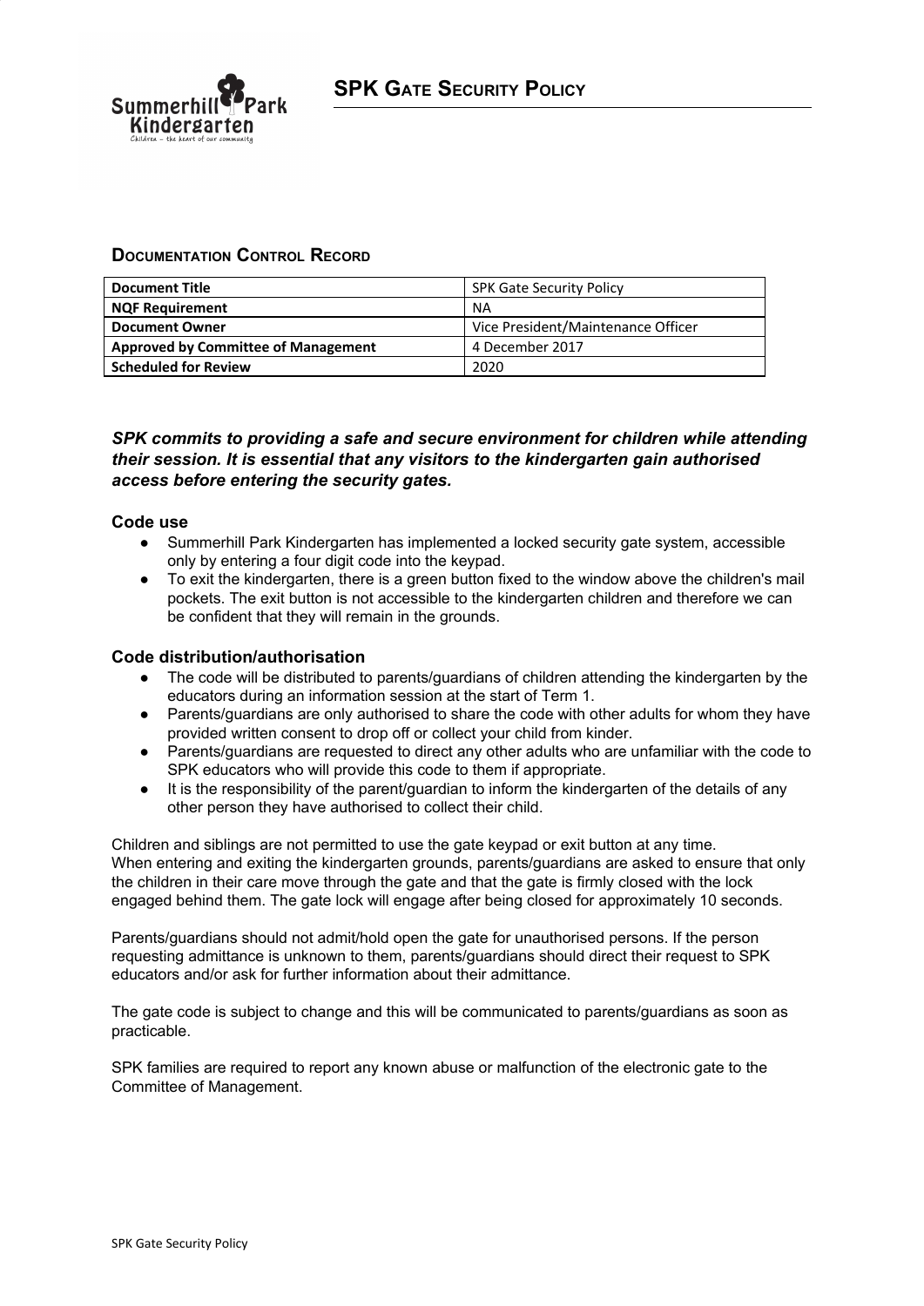# SPK Gate Security Policy

## Documentation Control Record

| Document Title | SPK Gate Security Policy |
|---|---|
| NQF Requirement | NA |
| Document Owner | Vice President/Maintenance Officer |
| Approved by Committee of Management | 4 December 2017 |
| Scheduled for Review | 2020 |

***SPK commits to providing a safe and secure environment for children while attending their session. It is essential that any visitors to the kindergarten gain authorised access before entering the security gates.***

### Code use

- Summerhill Park Kindergarten has implemented a locked security gate system, accessible only by entering a four digit code into the keypad.
- To exit the kindergarten, there is a green button fixed to the window above the children's mail pockets. The exit button is not accessible to the kindergarten children and therefore we can be confident that they will remain in the grounds.

### Code distribution/authorisation

- The code will be distributed to parents/guardians of children attending the kindergarten by the educators during an information session at the start of Term 1.
- Parents/guardians are only authorised to share the code with other adults for whom they have provided written consent to drop off or collect your child from kinder.
- Parents/guardians are requested to direct any other adults who are unfamiliar with the code to SPK educators who will provide this code to them if appropriate.
- It is the responsibility of the parent/guardian to inform the kindergarten of the details of any other person they have authorised to collect their child.

Children and siblings are not permitted to use the gate keypad or exit button at any time.
When entering and exiting the kindergarten grounds, parents/guardians are asked to ensure that only the children in their care move through the gate and that the gate is firmly closed with the lock engaged behind them. The gate lock will engage after being closed for approximately 10 seconds.

Parents/guardians should not admit/hold open the gate for unauthorised persons. If the person requesting admittance is unknown to them, parents/guardians should direct their request to SPK educators and/or ask for further information about their admittance.

The gate code is subject to change and this will be communicated to parents/guardians as soon as practicable.

SPK families are required to report any known abuse or malfunction of the electronic gate to the Committee of Management.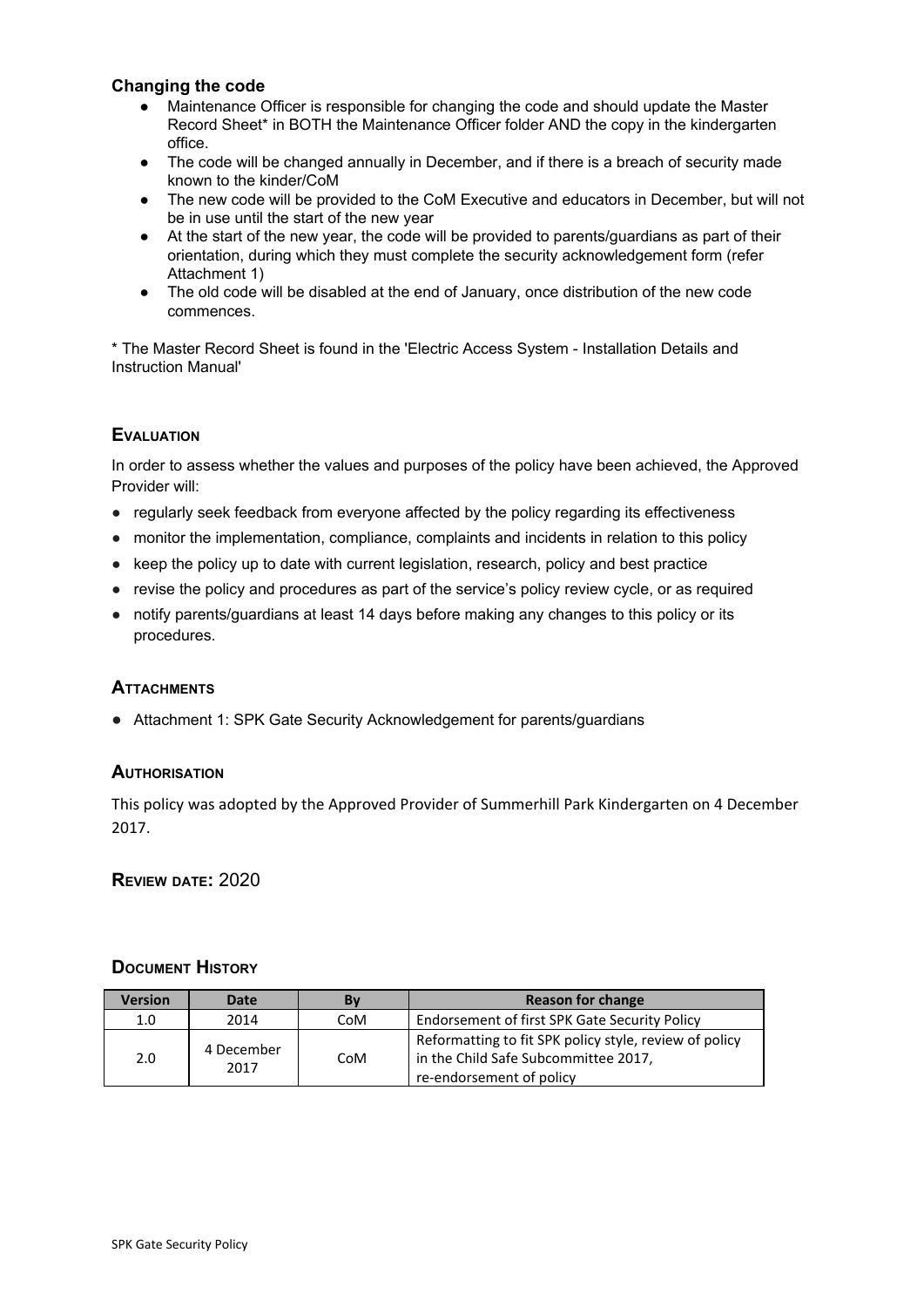### Changing the code

- Maintenance Officer is responsible for changing the code and should update the Master Record Sheet* in BOTH the Maintenance Officer folder AND the copy in the kindergarten office.
- The code will be changed annually in December, and if there is a breach of security made known to the kinder/CoM
- The new code will be provided to the CoM Executive and educators in December, but will not be in use until the start of the new year
- At the start of the new year, the code will be provided to parents/guardians as part of their orientation, during which they must complete the security acknowledgement form (refer Attachment 1)
- The old code will be disabled at the end of January, once distribution of the new code commences.

* The Master Record Sheet is found in the 'Electric Access System - Installation Details and Instruction Manual'

## Evaluation

In order to assess whether the values and purposes of the policy have been achieved, the Approved Provider will:

- regularly seek feedback from everyone affected by the policy regarding its effectiveness
- monitor the implementation, compliance, complaints and incidents in relation to this policy
- keep the policy up to date with current legislation, research, policy and best practice
- revise the policy and procedures as part of the service's policy review cycle, or as required
- notify parents/guardians at least 14 days before making any changes to this policy or its procedures.

## Attachments

- Attachment 1: SPK Gate Security Acknowledgement for parents/guardians

## Authorisation

This policy was adopted by the Approved Provider of Summerhill Park Kindergarten on 4 December 2017.

## Review date: 2020

## Document History

| Version | Date | By | Reason for change |
|---|---|---|---|
| 1.0 | 2014 | CoM | Endorsement of first SPK Gate Security Policy |
| 2.0 | 4 December 2017 | CoM | Reformatting to fit SPK policy style, review of policy in the Child Safe Subcommittee 2017, re-endorsement of policy |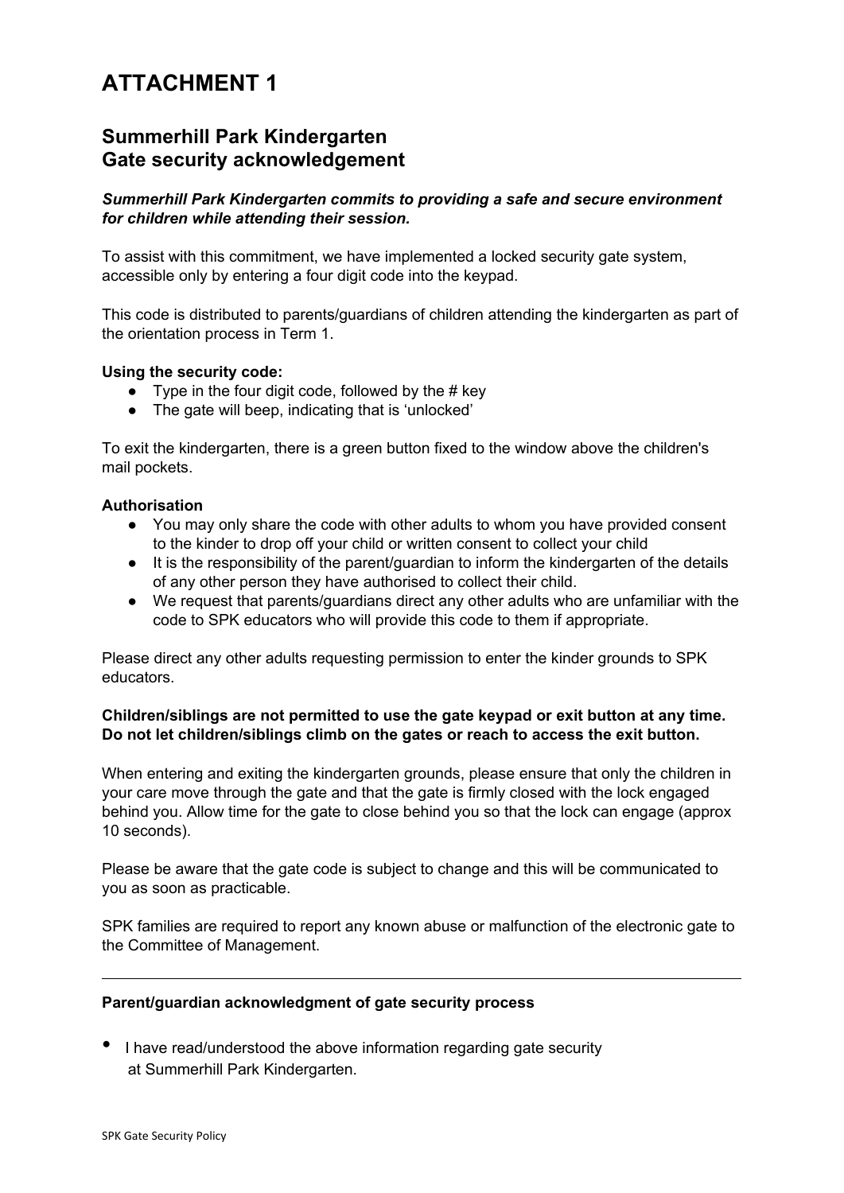# ATTACHMENT 1

## Summerhill Park Kindergarten
## Gate security acknowledgement

***Summerhill Park Kindergarten commits to providing a safe and secure environment for children while attending their session.***

To assist with this commitment, we have implemented a locked security gate system, accessible only by entering a four digit code into the keypad.

This code is distributed to parents/guardians of children attending the kindergarten as part of the orientation process in Term 1.

**Using the security code:**

- Type in the four digit code, followed by the # key
- The gate will beep, indicating that is 'unlocked'

To exit the kindergarten, there is a green button fixed to the window above the children's mail pockets.

**Authorisation**

- You may only share the code with other adults to whom you have provided consent to the kinder to drop off your child or written consent to collect your child
- It is the responsibility of the parent/guardian to inform the kindergarten of the details of any other person they have authorised to collect their child.
- We request that parents/guardians direct any other adults who are unfamiliar with the code to SPK educators who will provide this code to them if appropriate.

Please direct any other adults requesting permission to enter the kinder grounds to SPK educators.

**Children/siblings are not permitted to use the gate keypad or exit button at any time. Do not let children/siblings climb on the gates or reach to access the exit button.**

When entering and exiting the kindergarten grounds, please ensure that only the children in your care move through the gate and that the gate is firmly closed with the lock engaged behind you. Allow time for the gate to close behind you so that the lock can engage (approx 10 seconds).

Please be aware that the gate code is subject to change and this will be communicated to you as soon as practicable.

SPK families are required to report any known abuse or malfunction of the electronic gate to the Committee of Management.

---

**Parent/guardian acknowledgment of gate security process**

- I have read/understood the above information regarding gate security at Summerhill Park Kindergarten.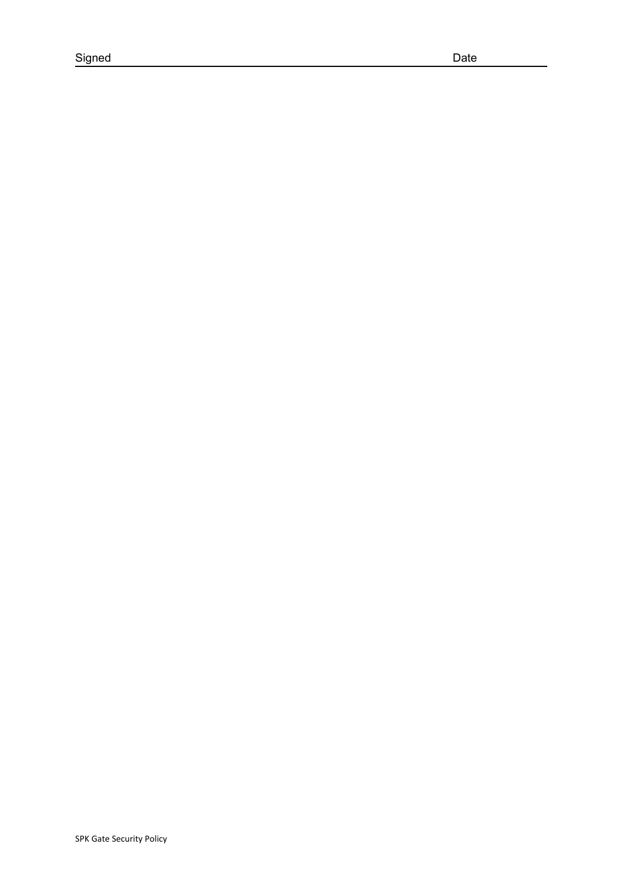Signed Date